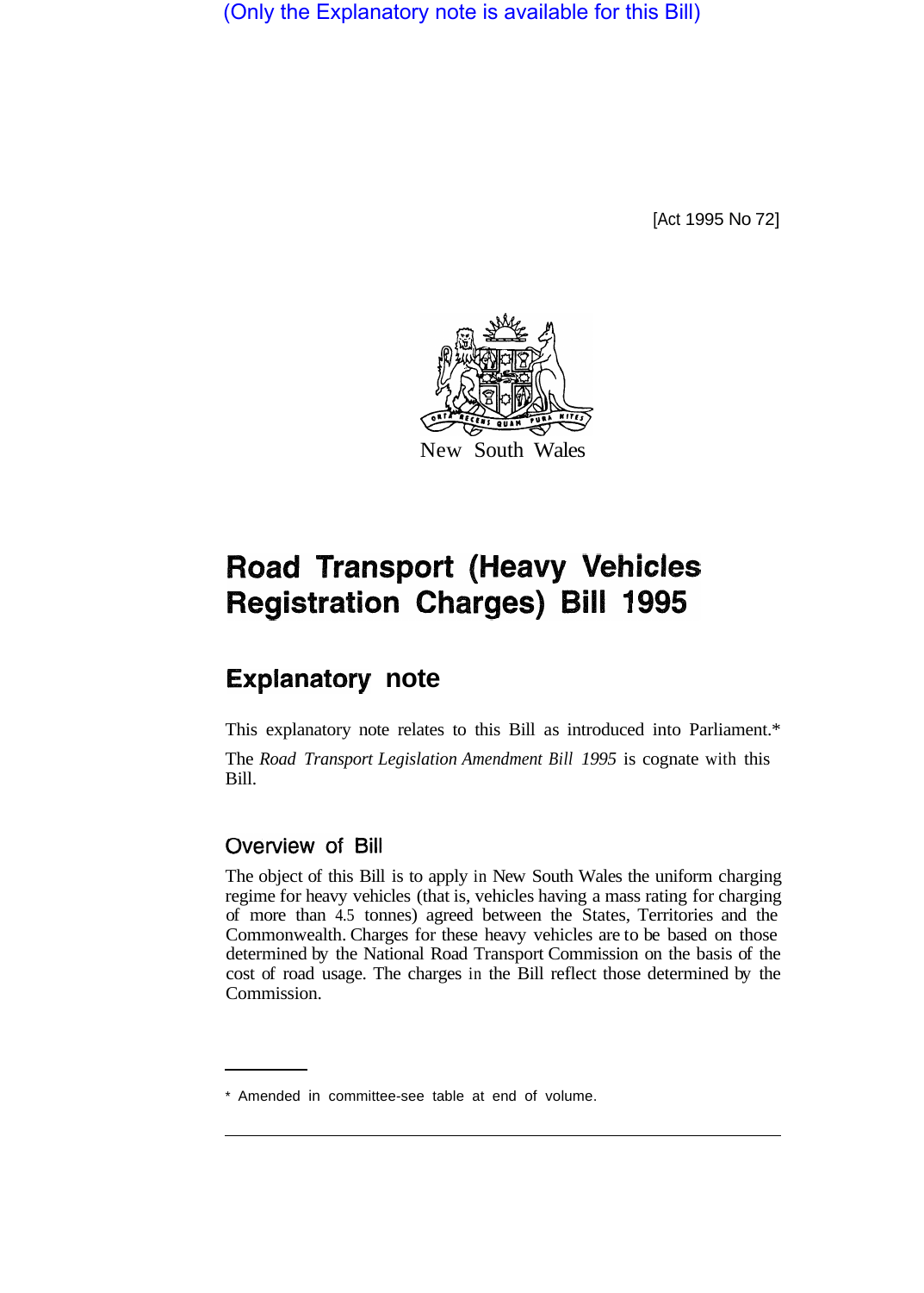(Only the Explanatory note is available for this Bill)

[Act 1995 No 72]

New South Wales

# Road Transport (Heavy Vehicles Registration Charges) Bill 1995

## Explanatory note

This explanatory note relates to this Bill as introduced into Parliament.*

The *Road Transport Legislation Amendment Bill 1995* is cognate with this Bill.

### Overview of Bill

The object of this Bill is to apply in New South Wales the uniform charging regime for heavy vehicles (that is, vehicles having a mass rating for charging of more than 4.5 tonnes) agreed between the States, Territories and the Commonwealth. Charges for these heavy vehicles are to be based on those determined by the National Road Transport Commission on the basis of the cost of road usage. The charges in the Bill reflect those determined by the Commission.

* Amended in committee-see table at end of volume.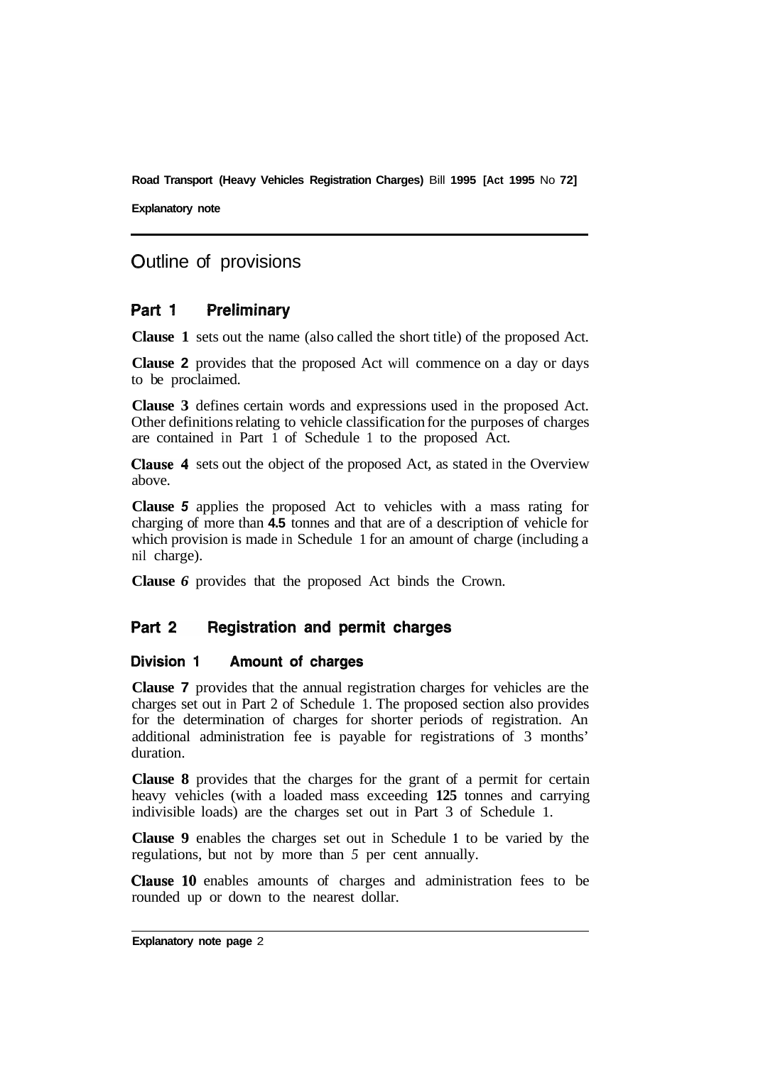# Outline of provisions

## Part 1 Preliminary

**Clause 1** sets out the name (also called the short title) of the proposed Act.

**Clause 2** provides that the proposed Act will commence on a day or days to be proclaimed.

**Clause 3** defines certain words and expressions used in the proposed Act. Other definitions relating to vehicle classification for the purposes of charges are contained in Part 1 of Schedule 1 to the proposed Act.

**Clause 4** sets out the object of the proposed Act, as stated in the Overview above.

**Clause 5** applies the proposed Act to vehicles with a mass rating for charging of more than **4.5** tonnes and that are of a description of vehicle for which provision is made in Schedule 1 for an amount of charge (including a nil charge).

**Clause 6** provides that the proposed Act binds the Crown.

## Part 2 Registration and permit charges

### Division 1 Amount of charges

**Clause 7** provides that the annual registration charges for vehicles are the charges set out in Part 2 of Schedule 1. The proposed section also provides for the determination of charges for shorter periods of registration. An additional administration fee is payable for registrations of 3 months' duration.

**Clause 8** provides that the charges for the grant of a permit for certain heavy vehicles (with a loaded mass exceeding **125** tonnes and carrying indivisible loads) are the charges set out in Part 3 of Schedule 1.

**Clause 9** enables the charges set out in Schedule 1 to be varied by the regulations, but not by more than 5 per cent annually.

**Clause 10** enables amounts of charges and administration fees to be rounded up or down to the nearest dollar.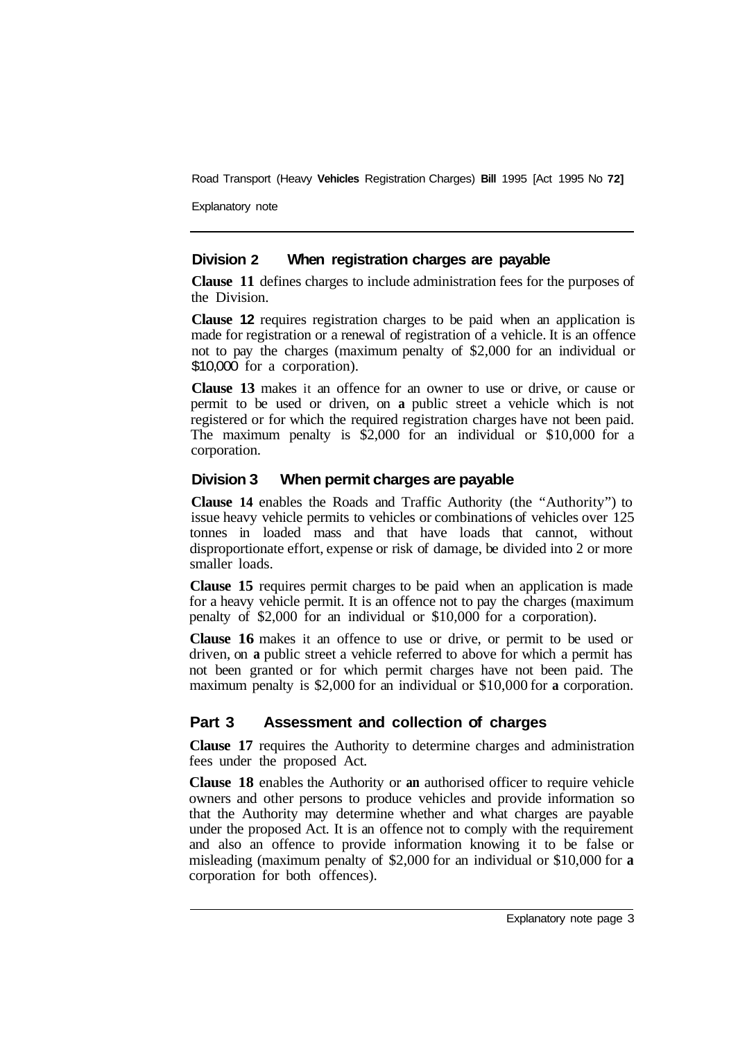## Division 2 When registration charges are payable

**Clause 11** defines charges to include administration fees for the purposes of the Division.

**Clause 12** requires registration charges to be paid when an application is made for registration or a renewal of registration of a vehicle. It is an offence not to pay the charges (maximum penalty of $2,000 for an individual or $10,000 for a corporation).

**Clause 13** makes it an offence for an owner to use or drive, or cause or permit to be used or driven, on a public street a vehicle which is not registered or for which the required registration charges have not been paid. The maximum penalty is $2,000 for an individual or $10,000 for a corporation.

## Division 3 When permit charges are payable

**Clause 14** enables the Roads and Traffic Authority (the "Authority") to issue heavy vehicle permits to vehicles or combinations of vehicles over 125 tonnes in loaded mass and that have loads that cannot, without disproportionate effort, expense or risk of damage, be divided into 2 or more smaller loads.

**Clause 15** requires permit charges to be paid when an application is made for a heavy vehicle permit. It is an offence not to pay the charges (maximum penalty of $2,000 for an individual or $10,000 for a corporation).

**Clause 16** makes it an offence to use or drive, or permit to be used or driven, on a public street a vehicle referred to above for which a permit has not been granted or for which permit charges have not been paid. The maximum penalty is $2,000 for an individual or $10,000 for a corporation.

# Part 3 Assessment and collection of charges

**Clause 17** requires the Authority to determine charges and administration fees under the proposed Act.

**Clause 18** enables the Authority or an authorised officer to require vehicle owners and other persons to produce vehicles and provide information so that the Authority may determine whether and what charges are payable under the proposed Act. It is an offence not to comply with the requirement and also an offence to provide information knowing it to be false or misleading (maximum penalty of $2,000 for an individual or $10,000 for a corporation for both offences).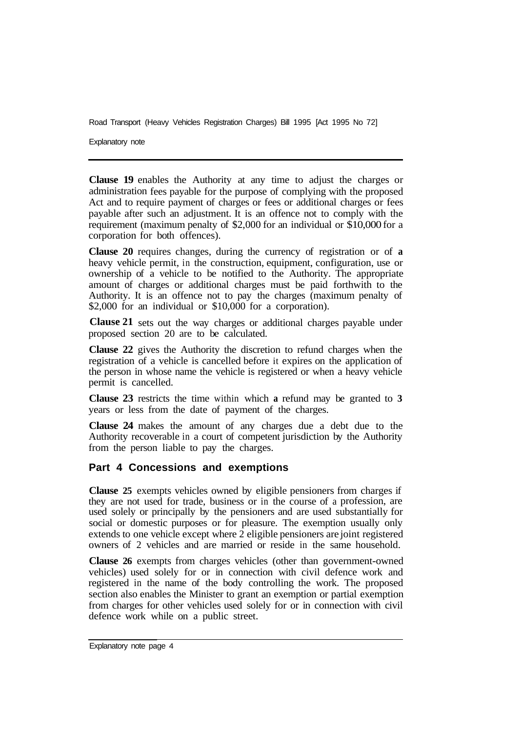**Clause 19** enables the Authority at any time to adjust the charges or administration fees payable for the purpose of complying with the proposed Act and to require payment of charges or fees or additional charges or fees payable after such an adjustment. It is an offence not to comply with the requirement (maximum penalty of $2,000 for an individual or $10,000 for a corporation for both offences).

**Clause 20** requires changes, during the currency of registration or of **a** heavy vehicle permit, in the construction, equipment, configuration, use or ownership of a vehicle to be notified to the Authority. The appropriate amount of charges or additional charges must be paid forthwith to the Authority. It is an offence not to pay the charges (maximum penalty of $2,000 for an individual or $10,000 for a corporation).

**Clause 21** sets out the way charges or additional charges payable under proposed section 20 are to be calculated.

**Clause 22** gives the Authority the discretion to refund charges when the registration of a vehicle is cancelled before it expires on the application of the person in whose name the vehicle is registered or when a heavy vehicle permit is cancelled.

**Clause 23** restricts the time within which **a** refund may be granted to **3** years or less from the date of payment of the charges.

**Clause 24** makes the amount of any charges due a debt due to the Authority recoverable in a court of competent jurisdiction by the Authority from the person liable to pay the charges.

## Part 4 Concessions and exemptions

**Clause 25** exempts vehicles owned by eligible pensioners from charges if they are not used for trade, business or in the course of a profession, are used solely or principally by the pensioners and are used substantially for social or domestic purposes or for pleasure. The exemption usually only extends to one vehicle except where 2 eligible pensioners are joint registered owners of 2 vehicles and are married or reside in the same household.

**Clause 26** exempts from charges vehicles (other than government-owned vehicles) used solely for or in connection with civil defence work and registered in the name of the body controlling the work. The proposed section also enables the Minister to grant an exemption or partial exemption from charges for other vehicles used solely for or in connection with civil defence work while on a public street.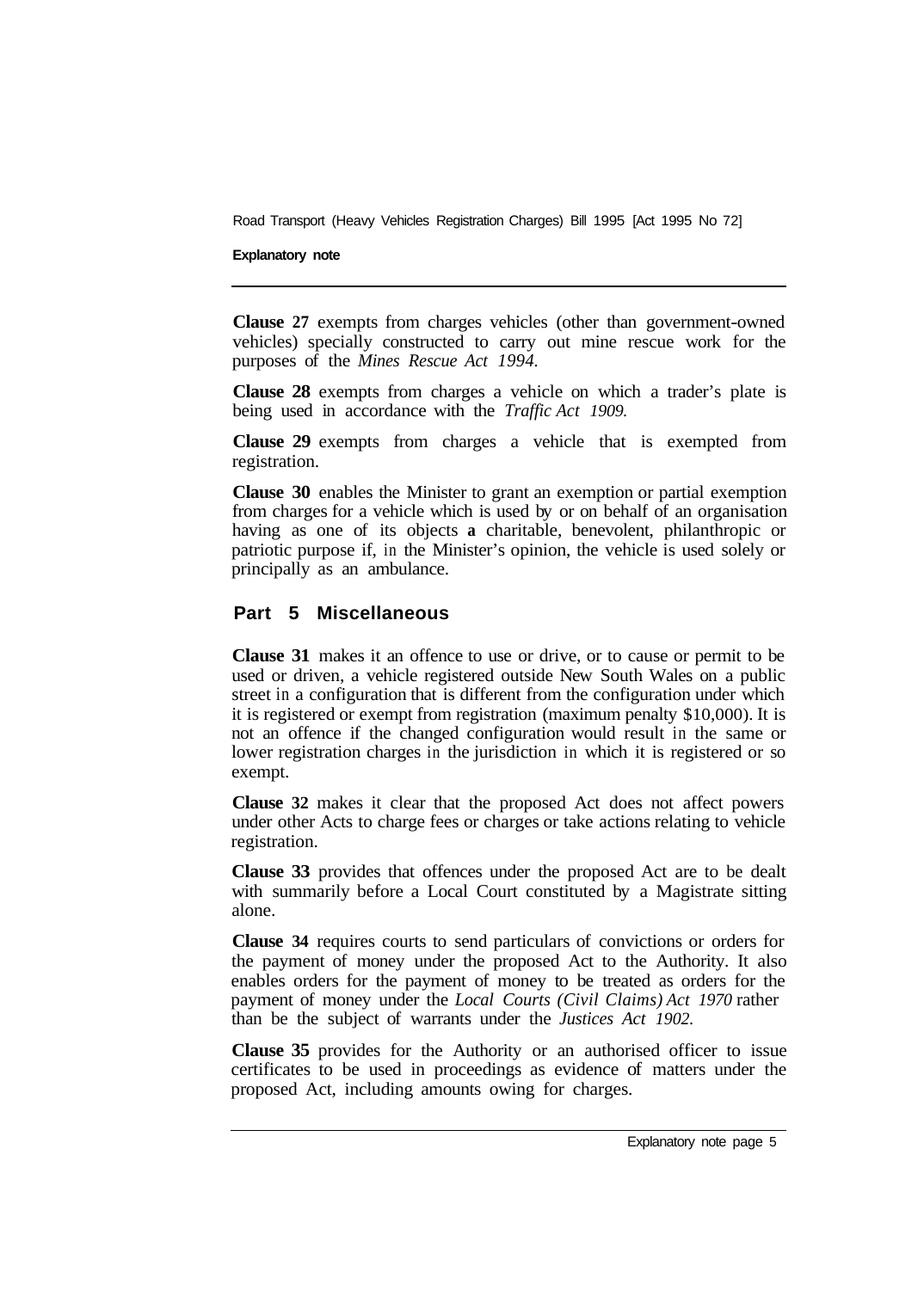**Clause 27** exempts from charges vehicles (other than government-owned vehicles) specially constructed to carry out mine rescue work for the purposes of the *Mines Rescue Act 1994.*

**Clause 28** exempts from charges a vehicle on which a trader's plate is being used in accordance with the *Traffic Act 1909.*

**Clause 29** exempts from charges a vehicle that is exempted from registration.

**Clause 30** enables the Minister to grant an exemption or partial exemption from charges for a vehicle which is used by or on behalf of an organisation having as one of its objects **a** charitable, benevolent, philanthropic or patriotic purpose if, in the Minister's opinion, the vehicle is used solely or principally as an ambulance.

## Part 5 Miscellaneous

**Clause 31** makes it an offence to use or drive, or to cause or permit to be used or driven, a vehicle registered outside New South Wales on a public street in a configuration that is different from the configuration under which it is registered or exempt from registration (maximum penalty $10,000). It is not an offence if the changed configuration would result in the same or lower registration charges in the jurisdiction in which it is registered or so exempt.

**Clause 32** makes it clear that the proposed Act does not affect powers under other Acts to charge fees or charges or take actions relating to vehicle registration.

**Clause 33** provides that offences under the proposed Act are to be dealt with summarily before a Local Court constituted by a Magistrate sitting alone.

**Clause 34** requires courts to send particulars of convictions or orders for the payment of money under the proposed Act to the Authority. It also enables orders for the payment of money to be treated as orders for the payment of money under the *Local Courts (Civil Claims) Act 1970* rather than be the subject of warrants under the *Justices Act 1902.*

**Clause 35** provides for the Authority or an authorised officer to issue certificates to be used in proceedings as evidence of matters under the proposed Act, including amounts owing for charges.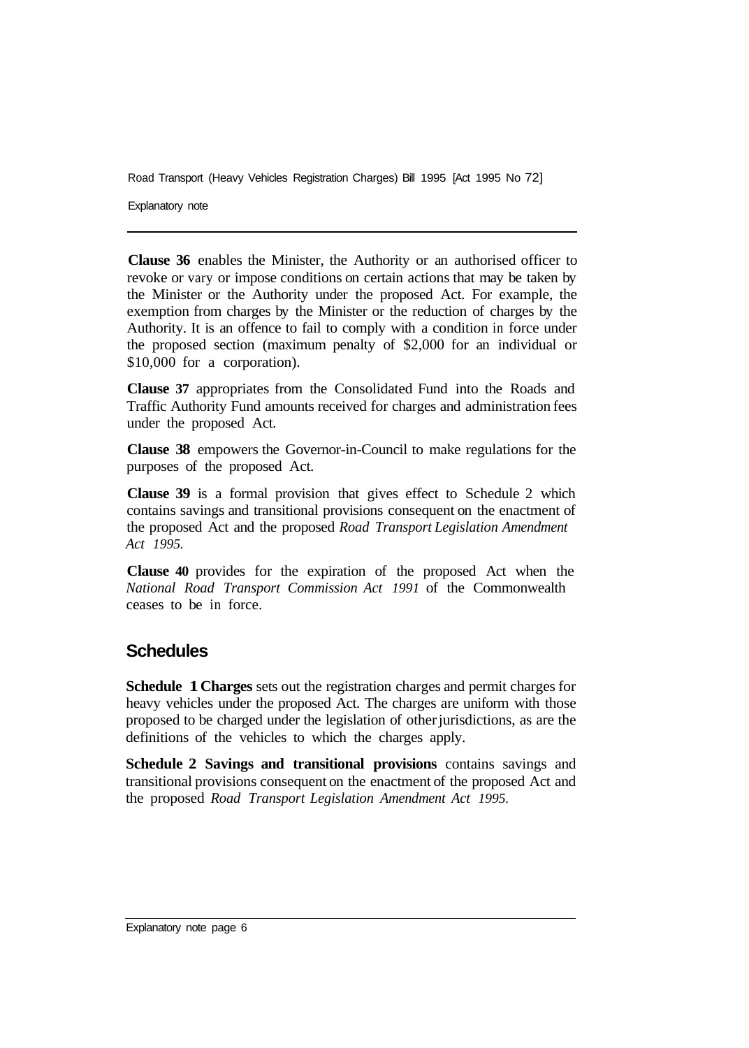**Clause 36** enables the Minister, the Authority or an authorised officer to revoke or vary or impose conditions on certain actions that may be taken by the Minister or the Authority under the proposed Act. For example, the exemption from charges by the Minister or the reduction of charges by the Authority. It is an offence to fail to comply with a condition in force under the proposed section (maximum penalty of $2,000 for an individual or $10,000 for a corporation).

**Clause 37** appropriates from the Consolidated Fund into the Roads and Traffic Authority Fund amounts received for charges and administration fees under the proposed Act.

**Clause 38** empowers the Governor-in-Council to make regulations for the purposes of the proposed Act.

**Clause 39** is a formal provision that gives effect to Schedule 2 which contains savings and transitional provisions consequent on the enactment of the proposed Act and the proposed *Road Transport Legislation Amendment Act 1995.*

**Clause 40** provides for the expiration of the proposed Act when the *National Road Transport Commission Act 1991* of the Commonwealth ceases to be in force.

## Schedules

**Schedule 1 Charges** sets out the registration charges and permit charges for heavy vehicles under the proposed Act. The charges are uniform with those proposed to be charged under the legislation of other jurisdictions, as are the definitions of the vehicles to which the charges apply.

**Schedule 2 Savings and transitional provisions** contains savings and transitional provisions consequent on the enactment of the proposed Act and the proposed *Road Transport Legislation Amendment Act 1995.*